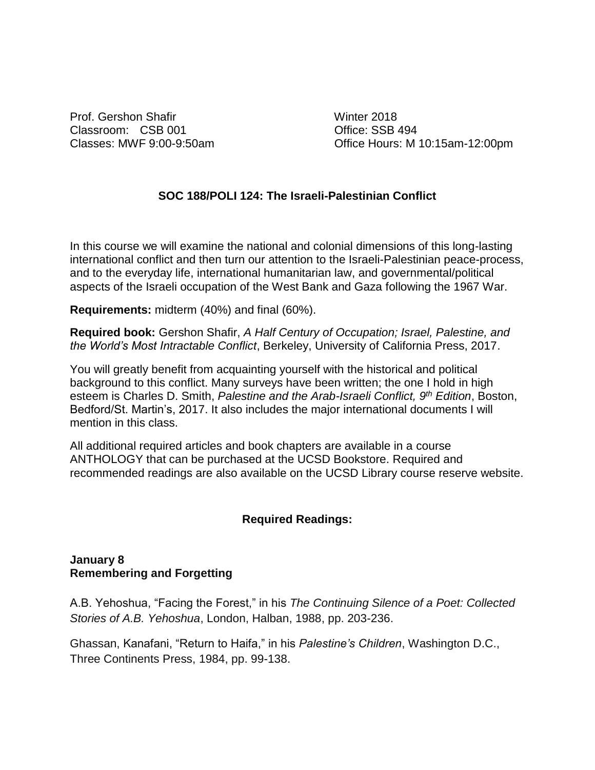Prof. Gershon Shafir
Classroom: CSB 001
Classes: MWF 9:00-9:50am

Winter 2018
Office: SSB 494
Office Hours: M 10:15am-12:00pm

**SOC 188/POLI 124: The Israeli-Palestinian Conflict**

In this course we will examine the national and colonial dimensions of this long-lasting international conflict and then turn our attention to the Israeli-Palestinian peace-process, and to the everyday life, international humanitarian law, and governmental/political aspects of the Israeli occupation of the West Bank and Gaza following the 1967 War.

**Requirements:** midterm (40%) and final (60%).

**Required book:** Gershon Shafir, *A Half Century of Occupation; Israel, Palestine, and the World's Most Intractable Conflict*, Berkeley, University of California Press, 2017.

You will greatly benefit from acquainting yourself with the historical and political background to this conflict. Many surveys have been written; the one I hold in high esteem is Charles D. Smith, *Palestine and the Arab-Israeli Conflict, 9th Edition*, Boston, Bedford/St. Martin's, 2017. It also includes the major international documents I will mention in this class.

All additional required articles and book chapters are available in a course ANTHOLOGY that can be purchased at the UCSD Bookstore. Required and recommended readings are also available on the UCSD Library course reserve website.

**Required Readings:**

**January 8**
**Remembering and Forgetting**

A.B. Yehoshua, "Facing the Forest," in his *The Continuing Silence of a Poet: Collected Stories of A.B. Yehoshua*, London, Halban, 1988, pp. 203-236.

Ghassan, Kanafani, "Return to Haifa," in his *Palestine's Children*, Washington D.C., Three Continents Press, 1984, pp. 99-138.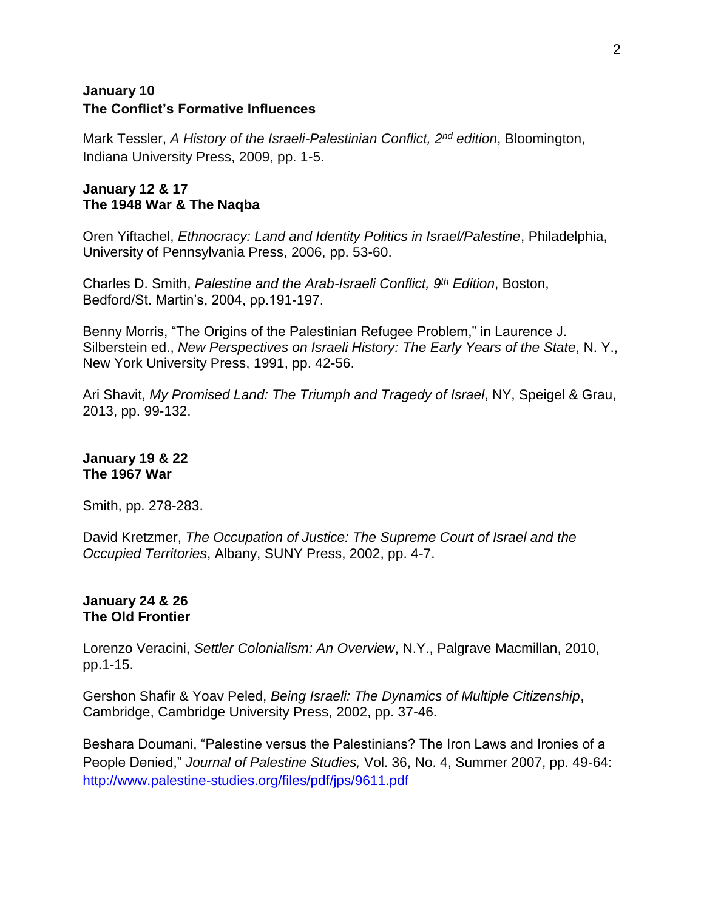**January 10**
**The Conflict's Formative Influences**

Mark Tessler, *A History of the Israeli-Palestinian Conflict, 2nd edition*, Bloomington, Indiana University Press, 2009, pp. 1-5.

**January 12 & 17**
**The 1948 War & The Naqba**

Oren Yiftachel, *Ethnocracy: Land and Identity Politics in Israel/Palestine*, Philadelphia, University of Pennsylvania Press, 2006, pp. 53-60.

Charles D. Smith, *Palestine and the Arab-Israeli Conflict, 9th Edition*, Boston, Bedford/St. Martin's, 2004, pp.191-197.

Benny Morris, "The Origins of the Palestinian Refugee Problem," in Laurence J. Silberstein ed., *New Perspectives on Israeli History: The Early Years of the State*, N. Y., New York University Press, 1991, pp. 42-56.

Ari Shavit, *My Promised Land: The Triumph and Tragedy of Israel*, NY, Speigel & Grau, 2013, pp. 99-132.

**January 19 & 22**
**The 1967 War**

Smith, pp. 278-283.

David Kretzmer, *The Occupation of Justice: The Supreme Court of Israel and the Occupied Territories*, Albany, SUNY Press, 2002, pp. 4-7.

**January 24 & 26**
**The Old Frontier**

Lorenzo Veracini, *Settler Colonialism: An Overview*, N.Y., Palgrave Macmillan, 2010, pp.1-15.

Gershon Shafir & Yoav Peled, *Being Israeli: The Dynamics of Multiple Citizenship*, Cambridge, Cambridge University Press, 2002, pp. 37-46.

Beshara Doumani, "Palestine versus the Palestinians? The Iron Laws and Ironies of a People Denied," *Journal of Palestine Studies,* Vol. 36, No. 4, Summer 2007, pp. 49-64: http://www.palestine-studies.org/files/pdf/jps/9611.pdf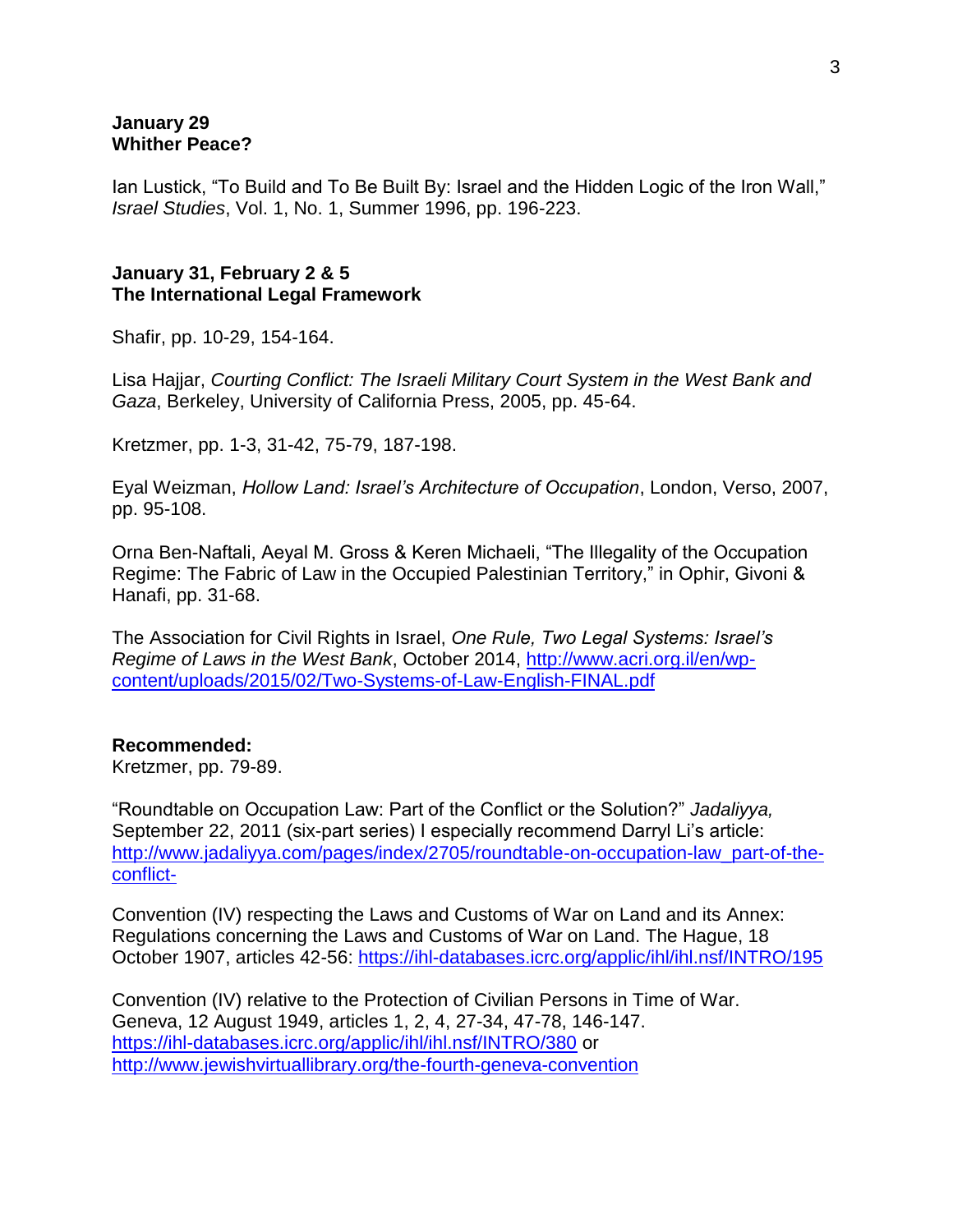**January 29**
**Whither Peace?**

Ian Lustick, "To Build and To Be Built By: Israel and the Hidden Logic of the Iron Wall," *Israel Studies*, Vol. 1, No. 1, Summer 1996, pp. 196-223.

**January 31, February 2 & 5**
**The International Legal Framework**

Shafir, pp. 10-29, 154-164.

Lisa Hajjar, *Courting Conflict: The Israeli Military Court System in the West Bank and Gaza*, Berkeley, University of California Press, 2005, pp. 45-64.

Kretzmer, pp. 1-3, 31-42, 75-79, 187-198.

Eyal Weizman, *Hollow Land: Israel's Architecture of Occupation*, London, Verso, 2007, pp. 95-108.

Orna Ben-Naftali, Aeyal M. Gross & Keren Michaeli, "The Illegality of the Occupation Regime: The Fabric of Law in the Occupied Palestinian Territory," in Ophir, Givoni & Hanafi, pp. 31-68.

The Association for Civil Rights in Israel, *One Rule, Two Legal Systems: Israel's Regime of Laws in the West Bank*, October 2014, [http://www.acri.org.il/en/wp-content/uploads/2015/02/Two-Systems-of-Law-English-FINAL.pdf](http://www.acri.org.il/en/wp-content/uploads/2015/02/Two-Systems-of-Law-English-FINAL.pdf)

**Recommended:**
Kretzmer, pp. 79-89.

"Roundtable on Occupation Law: Part of the Conflict or the Solution?" *Jadaliyya,* September 22, 2011 (six-part series) I especially recommend Darryl Li's article: [http://www.jadaliyya.com/pages/index/2705/roundtable-on-occupation-law_part-of-the-conflict-](http://www.jadaliyya.com/pages/index/2705/roundtable-on-occupation-law_part-of-the-conflict-)

Convention (IV) respecting the Laws and Customs of War on Land and its Annex: Regulations concerning the Laws and Customs of War on Land. The Hague, 18 October 1907, articles 42-56: [https://ihl-databases.icrc.org/applic/ihl/ihl.nsf/INTRO/195](https://ihl-databases.icrc.org/applic/ihl/ihl.nsf/INTRO/195)

Convention (IV) relative to the Protection of Civilian Persons in Time of War. Geneva, 12 August 1949, articles 1, 2, 4, 27-34, 47-78, 146-147. [https://ihl-databases.icrc.org/applic/ihl/ihl.nsf/INTRO/380](https://ihl-databases.icrc.org/applic/ihl/ihl.nsf/INTRO/380) or [http://www.jewishvirtuallibrary.org/the-fourth-geneva-convention](http://www.jewishvirtuallibrary.org/the-fourth-geneva-convention)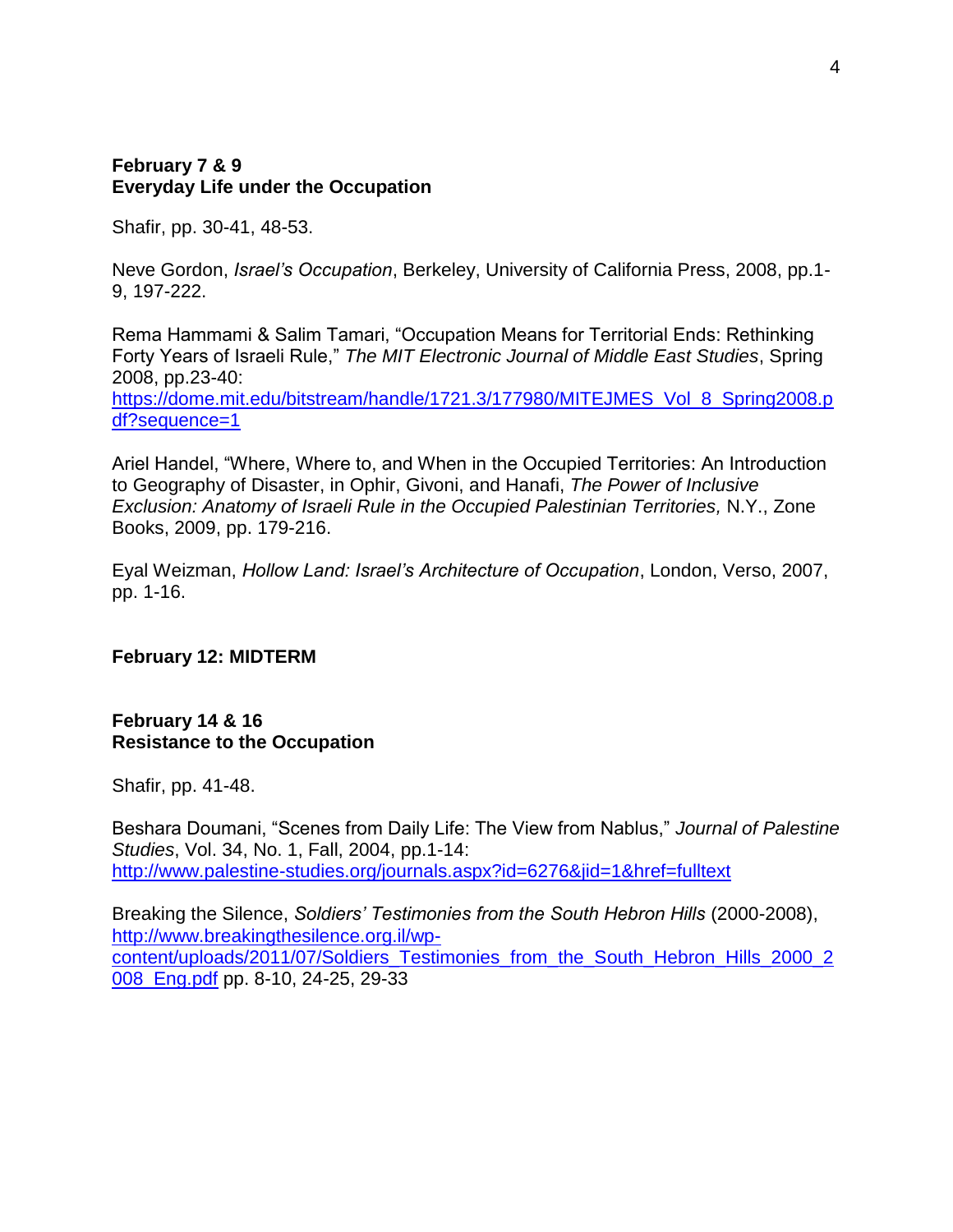**February 7 & 9**
**Everyday Life under the Occupation**

Shafir, pp. 30-41, 48-53.

Neve Gordon, *Israel's Occupation*, Berkeley, University of California Press, 2008, pp.1-9, 197-222.

Rema Hammami & Salim Tamari, "Occupation Means for Territorial Ends: Rethinking Forty Years of Israeli Rule," *The MIT Electronic Journal of Middle East Studies*, Spring 2008, pp.23-40: https://dome.mit.edu/bitstream/handle/1721.3/177980/MITEJMES_Vol_8_Spring2008.pdf?sequence=1

Ariel Handel, "Where, Where to, and When in the Occupied Territories: An Introduction to Geography of Disaster, in Ophir, Givoni, and Hanafi, *The Power of Inclusive Exclusion: Anatomy of Israeli Rule in the Occupied Palestinian Territories,* N.Y., Zone Books, 2009, pp. 179-216.

Eyal Weizman, *Hollow Land: Israel's Architecture of Occupation*, London, Verso, 2007, pp. 1-16.

**February 12: MIDTERM**

**February 14 & 16**
**Resistance to the Occupation**

Shafir, pp. 41-48.

Beshara Doumani, "Scenes from Daily Life: The View from Nablus," *Journal of Palestine Studies*, Vol. 34, No. 1, Fall, 2004, pp.1-14: http://www.palestine-studies.org/journals.aspx?id=6276&jid=1&href=fulltext

Breaking the Silence, *Soldiers' Testimonies from the South Hebron Hills* (2000-2008), http://www.breakingthesilence.org.il/wp-content/uploads/2011/07/Soldiers_Testimonies_from_the_South_Hebron_Hills_2000_2008_Eng.pdf pp. 8-10, 24-25, 29-33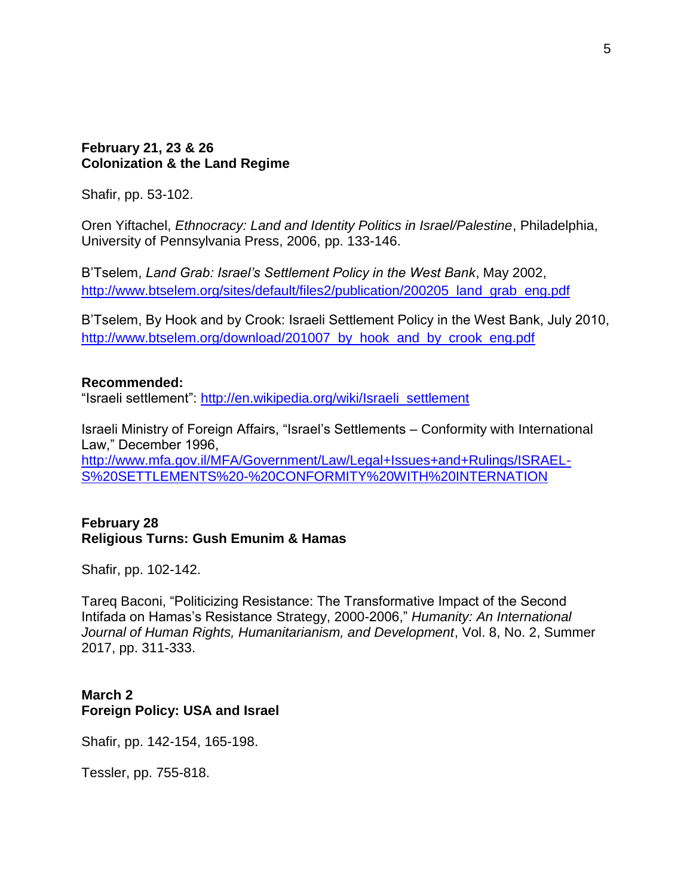**February 21, 23 & 26**
**Colonization & the Land Regime**

Shafir, pp. 53-102.

Oren Yiftachel, *Ethnocracy: Land and Identity Politics in Israel/Palestine*, Philadelphia, University of Pennsylvania Press, 2006, pp. 133-146.

B'Tselem, *Land Grab: Israel's Settlement Policy in the West Bank*, May 2002, http://www.btselem.org/sites/default/files2/publication/200205_land_grab_eng.pdf

B'Tselem, By Hook and by Crook: Israeli Settlement Policy in the West Bank, July 2010, http://www.btselem.org/download/201007_by_hook_and_by_crook_eng.pdf

**Recommended:**
"Israeli settlement": http://en.wikipedia.org/wiki/Israeli_settlement

Israeli Ministry of Foreign Affairs, "Israel's Settlements – Conformity with International Law," December 1996, http://www.mfa.gov.il/MFA/Government/Law/Legal+Issues+and+Rulings/ISRAEL-S%20SETTLEMENTS%20-%20CONFORMITY%20WITH%20INTERNATION

**February 28**
**Religious Turns: Gush Emunim & Hamas**

Shafir, pp. 102-142.

Tareq Baconi, "Politicizing Resistance: The Transformative Impact of the Second Intifada on Hamas's Resistance Strategy, 2000-2006," *Humanity: An International Journal of Human Rights, Humanitarianism, and Development*, Vol. 8, No. 2, Summer 2017, pp. 311-333.

**March 2**
**Foreign Policy: USA and Israel**

Shafir, pp. 142-154, 165-198.

Tessler, pp. 755-818.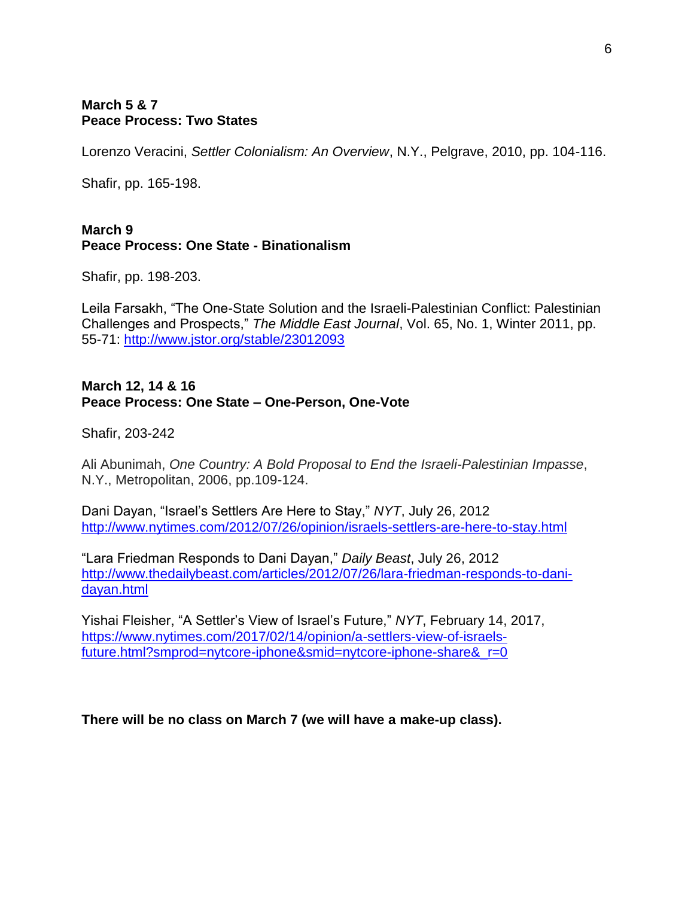**March 5 & 7**
**Peace Process: Two States**

Lorenzo Veracini, *Settler Colonialism: An Overview*, N.Y., Pelgrave, 2010, pp. 104-116.

Shafir, pp. 165-198.

**March 9**
**Peace Process: One State - Binationalism**

Shafir, pp. 198-203.

Leila Farsakh, "The One-State Solution and the Israeli-Palestinian Conflict: Palestinian Challenges and Prospects," *The Middle East Journal*, Vol. 65, No. 1, Winter 2011, pp. 55-71: http://www.jstor.org/stable/23012093

**March 12, 14 & 16**
**Peace Process: One State – One-Person, One-Vote**

Shafir, 203-242

Ali Abunimah, *One Country: A Bold Proposal to End the Israeli-Palestinian Impasse*, N.Y., Metropolitan, 2006, pp.109-124.

Dani Dayan, "Israel's Settlers Are Here to Stay," *NYT*, July 26, 2012
http://www.nytimes.com/2012/07/26/opinion/israels-settlers-are-here-to-stay.html

"Lara Friedman Responds to Dani Dayan," *Daily Beast*, July 26, 2012
http://www.thedailybeast.com/articles/2012/07/26/lara-friedman-responds-to-dani-dayan.html

Yishai Fleisher, "A Settler's View of Israel's Future," *NYT*, February 14, 2017,
https://www.nytimes.com/2017/02/14/opinion/a-settlers-view-of-israels-future.html?smprod=nytcore-iphone&smid=nytcore-iphone-share&_r=0

**There will be no class on March 7 (we will have a make-up class).**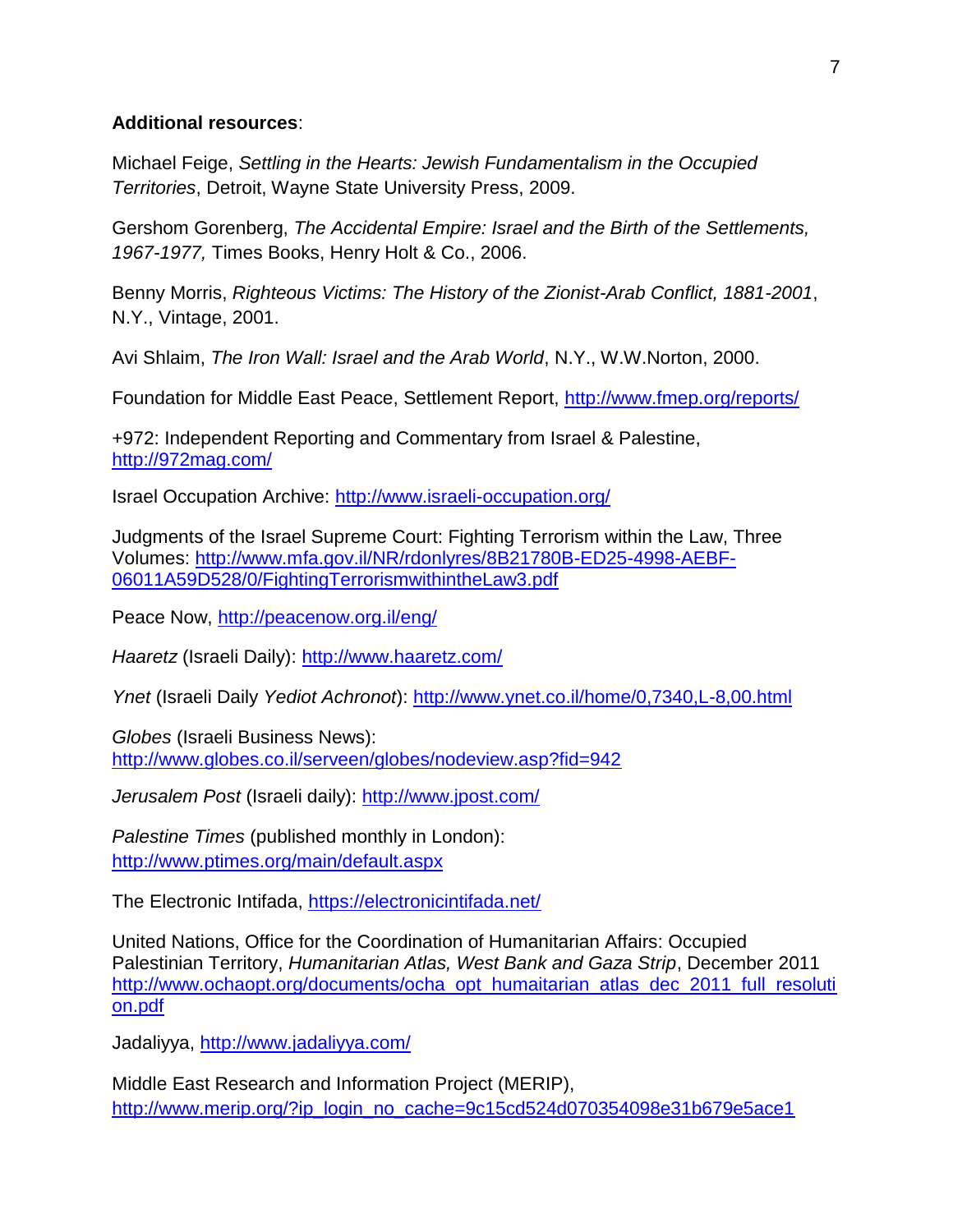**Additional resources**:

Michael Feige, *Settling in the Hearts: Jewish Fundamentalism in the Occupied Territories*, Detroit, Wayne State University Press, 2009.

Gershom Gorenberg, *The Accidental Empire: Israel and the Birth of the Settlements, 1967-1977,* Times Books, Henry Holt & Co., 2006.

Benny Morris, *Righteous Victims: The History of the Zionist-Arab Conflict, 1881-2001*, N.Y., Vintage, 2001.

Avi Shlaim, *The Iron Wall: Israel and the Arab World*, N.Y., W.W.Norton, 2000.

Foundation for Middle East Peace, Settlement Report, http://www.fmep.org/reports/

+972: Independent Reporting and Commentary from Israel & Palestine, http://972mag.com/

Israel Occupation Archive: http://www.israeli-occupation.org/

Judgments of the Israel Supreme Court: Fighting Terrorism within the Law, Three Volumes: http://www.mfa.gov.il/NR/rdonlyres/8B21780B-ED25-4998-AEBF-06011A59D528/0/FightingTerrorismwithintheLaw3.pdf

Peace Now, http://peacenow.org.il/eng/

*Haaretz* (Israeli Daily): http://www.haaretz.com/

*Ynet* (Israeli Daily *Yediot Achronot*): http://www.ynet.co.il/home/0,7340,L-8,00.html

*Globes* (Israeli Business News): http://www.globes.co.il/serveen/globes/nodeview.asp?fid=942

*Jerusalem Post* (Israeli daily): http://www.jpost.com/

*Palestine Times* (published monthly in London): http://www.ptimes.org/main/default.aspx

The Electronic Intifada, https://electronicintifada.net/

United Nations, Office for the Coordination of Humanitarian Affairs: Occupied Palestinian Territory, *Humanitarian Atlas, West Bank and Gaza Strip*, December 2011 http://www.ochaopt.org/documents/ocha_opt_humaitarian_atlas_dec_2011_full_resolution.pdf

Jadaliyya, http://www.jadaliyya.com/

Middle East Research and Information Project (MERIP), http://www.merip.org/?ip_login_no_cache=9c15cd524d070354098e31b679e5ace1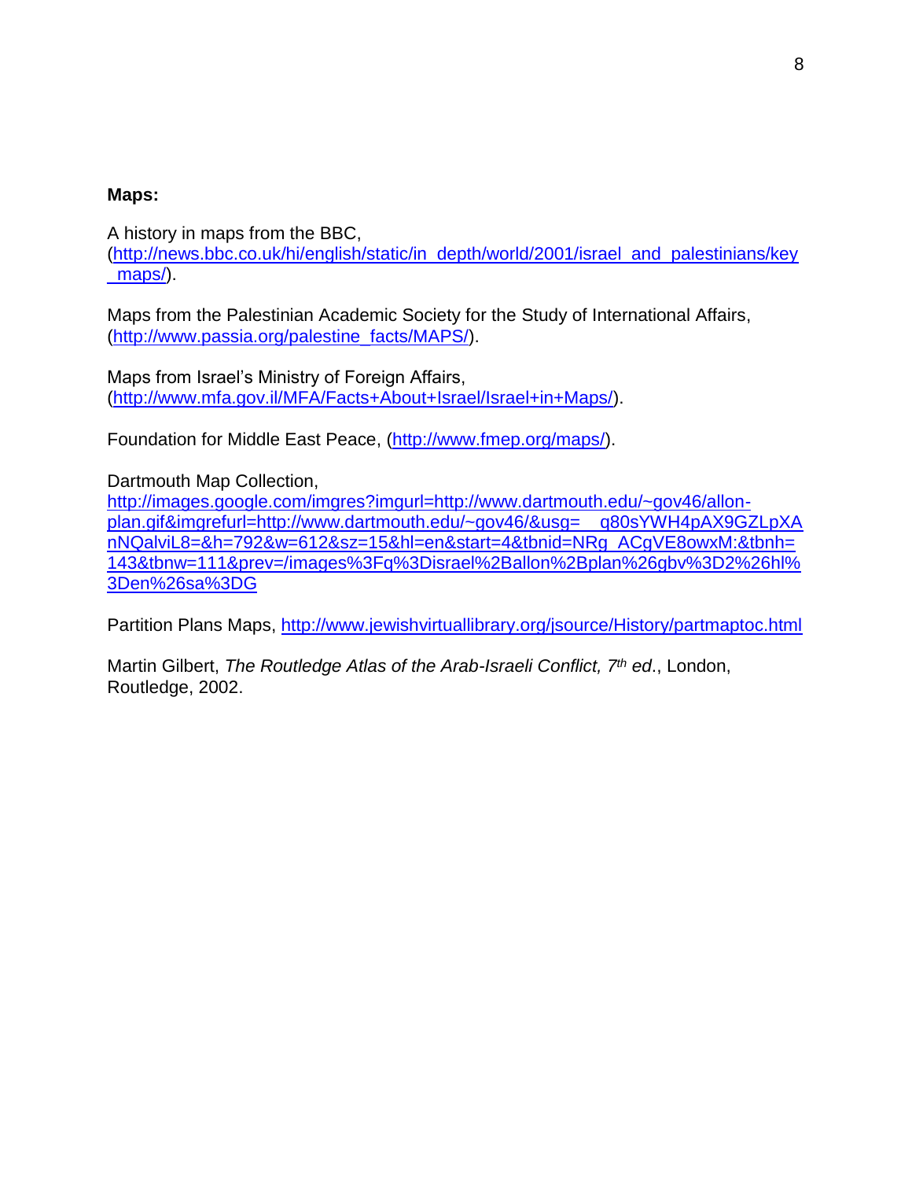**Maps:**

A history in maps from the BBC, (http://news.bbc.co.uk/hi/english/static/in_depth/world/2001/israel_and_palestinians/key_maps/).

Maps from the Palestinian Academic Society for the Study of International Affairs, (http://www.passia.org/palestine_facts/MAPS/).

Maps from Israel's Ministry of Foreign Affairs, (http://www.mfa.gov.il/MFA/Facts+About+Israel/Israel+in+Maps/).

Foundation for Middle East Peace, (http://www.fmep.org/maps/).

Dartmouth Map Collection, http://images.google.com/imgres?imgurl=http://www.dartmouth.edu/~gov46/allon-plan.gif&imgrefurl=http://www.dartmouth.edu/~gov46/&usg=__q80sYWH4pAX9GZLpXAnNQalviL8=&h=792&w=612&sz=15&hl=en&start=4&tbnid=NRg_ACgVE8owxM:&tbnh=143&tbnw=111&prev=/images%3Fq%3Disrael%2Ballon%2Bplan%26gbv%3D2%26hl%3Den%26sa%3DG

Partition Plans Maps, http://www.jewishvirtuallibrary.org/jsource/History/partmaptoc.html

Martin Gilbert, *The Routledge Atlas of the Arab-Israeli Conflict, 7th ed*., London, Routledge, 2002.